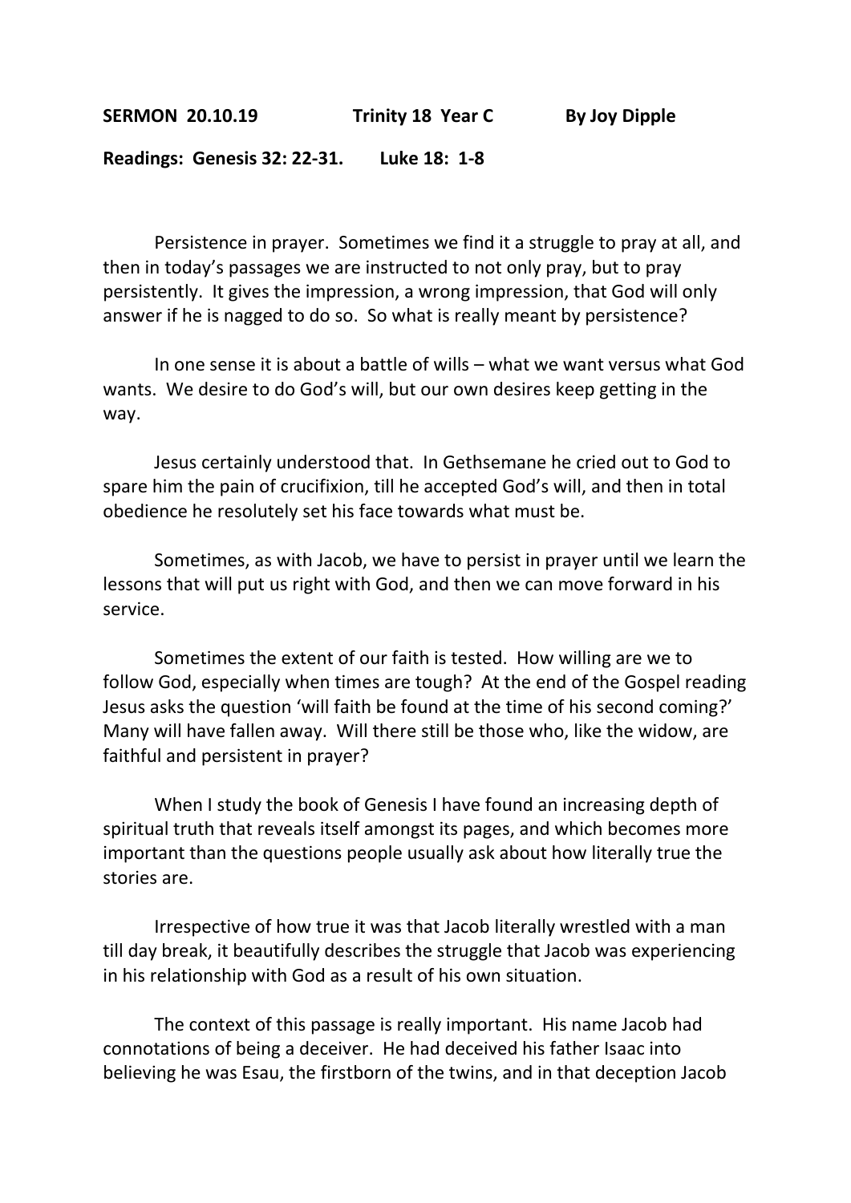**SERMON 20.10.19 Trinity 18 Year C By Joy Dipple**

**Readings: Genesis 32: 22-31. Luke 18: 1-8**

Persistence in prayer. Sometimes we find it a struggle to pray at all, and then in today's passages we are instructed to not only pray, but to pray persistently. It gives the impression, a wrong impression, that God will only answer if he is nagged to do so. So what is really meant by persistence?

In one sense it is about a battle of wills – what we want versus what God wants. We desire to do God's will, but our own desires keep getting in the way.

Jesus certainly understood that. In Gethsemane he cried out to God to spare him the pain of crucifixion, till he accepted God's will, and then in total obedience he resolutely set his face towards what must be.

Sometimes, as with Jacob, we have to persist in prayer until we learn the lessons that will put us right with God, and then we can move forward in his service.

Sometimes the extent of our faith is tested. How willing are we to follow God, especially when times are tough? At the end of the Gospel reading Jesus asks the question 'will faith be found at the time of his second coming?' Many will have fallen away. Will there still be those who, like the widow, are faithful and persistent in prayer?

When I study the book of Genesis I have found an increasing depth of spiritual truth that reveals itself amongst its pages, and which becomes more important than the questions people usually ask about how literally true the stories are.

Irrespective of how true it was that Jacob literally wrestled with a man till day break, it beautifully describes the struggle that Jacob was experiencing in his relationship with God as a result of his own situation.

The context of this passage is really important. His name Jacob had connotations of being a deceiver. He had deceived his father Isaac into believing he was Esau, the firstborn of the twins, and in that deception Jacob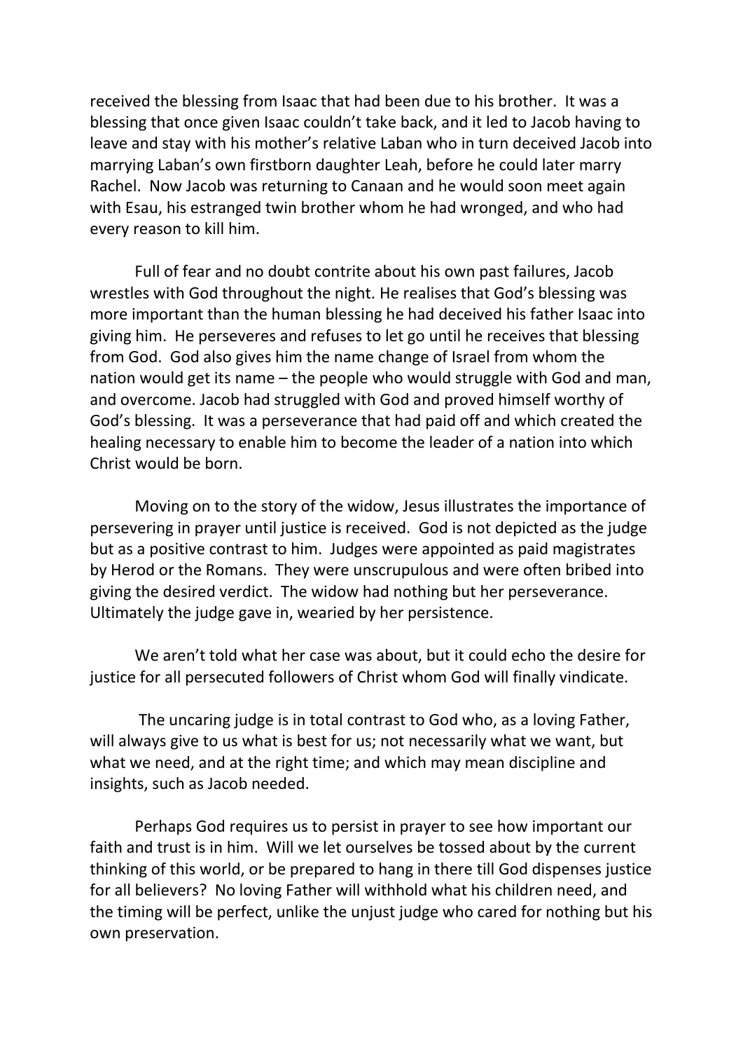received the blessing from Isaac that had been due to his brother. It was a blessing that once given Isaac couldn't take back, and it led to Jacob having to leave and stay with his mother's relative Laban who in turn deceived Jacob into marrying Laban's own firstborn daughter Leah, before he could later marry Rachel. Now Jacob was returning to Canaan and he would soon meet again with Esau, his estranged twin brother whom he had wronged, and who had every reason to kill him.

Full of fear and no doubt contrite about his own past failures, Jacob wrestles with God throughout the night. He realises that God's blessing was more important than the human blessing he had deceived his father Isaac into giving him. He perseveres and refuses to let go until he receives that blessing from God. God also gives him the name change of Israel from whom the nation would get its name – the people who would struggle with God and man, and overcome. Jacob had struggled with God and proved himself worthy of God's blessing. It was a perseverance that had paid off and which created the healing necessary to enable him to become the leader of a nation into which Christ would be born.

Moving on to the story of the widow, Jesus illustrates the importance of persevering in prayer until justice is received. God is not depicted as the judge but as a positive contrast to him. Judges were appointed as paid magistrates by Herod or the Romans. They were unscrupulous and were often bribed into giving the desired verdict. The widow had nothing but her perseverance. Ultimately the judge gave in, wearied by her persistence.

We aren't told what her case was about, but it could echo the desire for justice for all persecuted followers of Christ whom God will finally vindicate.

The uncaring judge is in total contrast to God who, as a loving Father, will always give to us what is best for us; not necessarily what we want, but what we need, and at the right time; and which may mean discipline and insights, such as Jacob needed.

Perhaps God requires us to persist in prayer to see how important our faith and trust is in him. Will we let ourselves be tossed about by the current thinking of this world, or be prepared to hang in there till God dispenses justice for all believers? No loving Father will withhold what his children need, and the timing will be perfect, unlike the unjust judge who cared for nothing but his own preservation.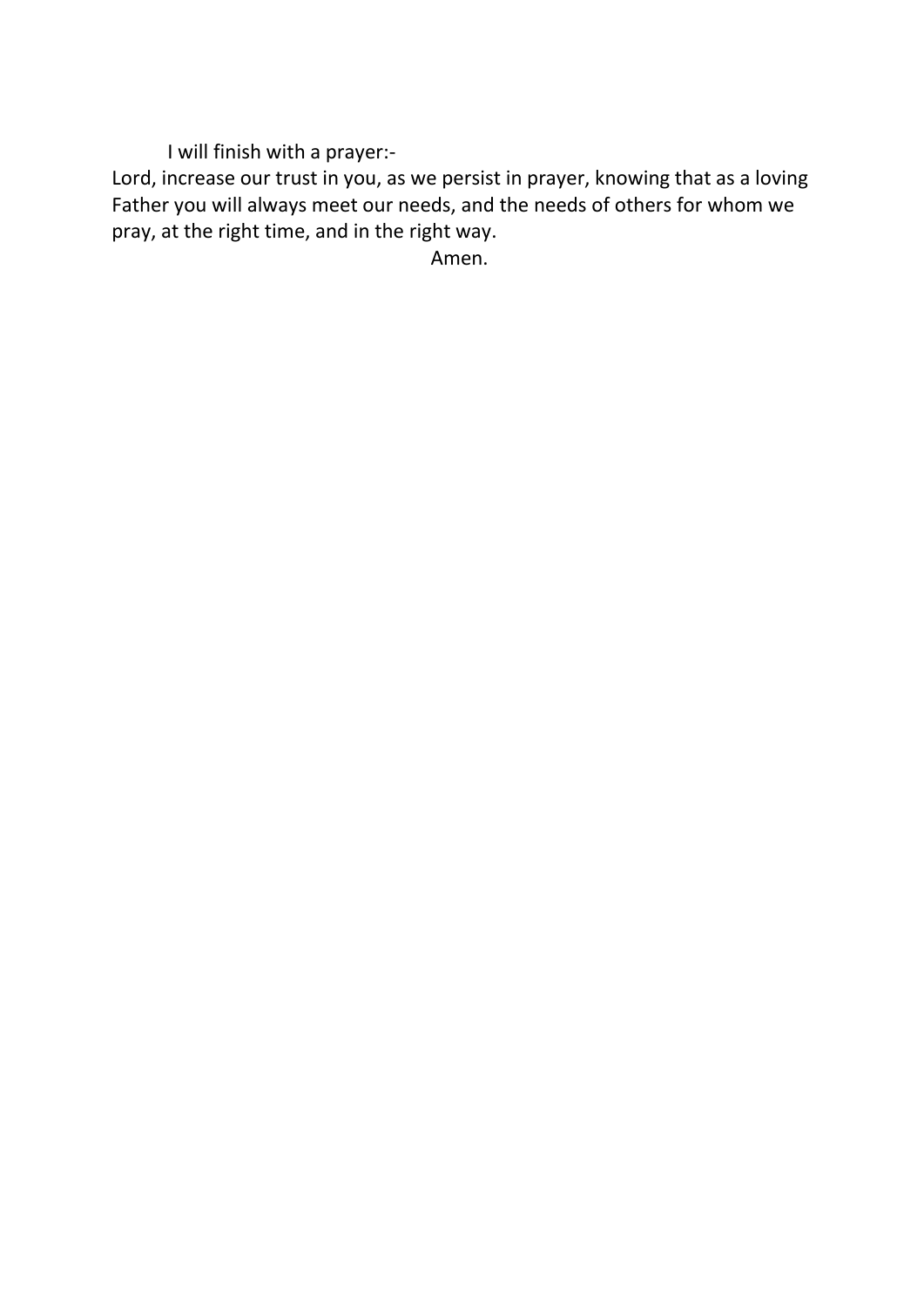I will finish with a prayer:-

Lord, increase our trust in you, as we persist in prayer, knowing that as a loving Father you will always meet our needs, and the needs of others for whom we pray, at the right time, and in the right way.

Amen.